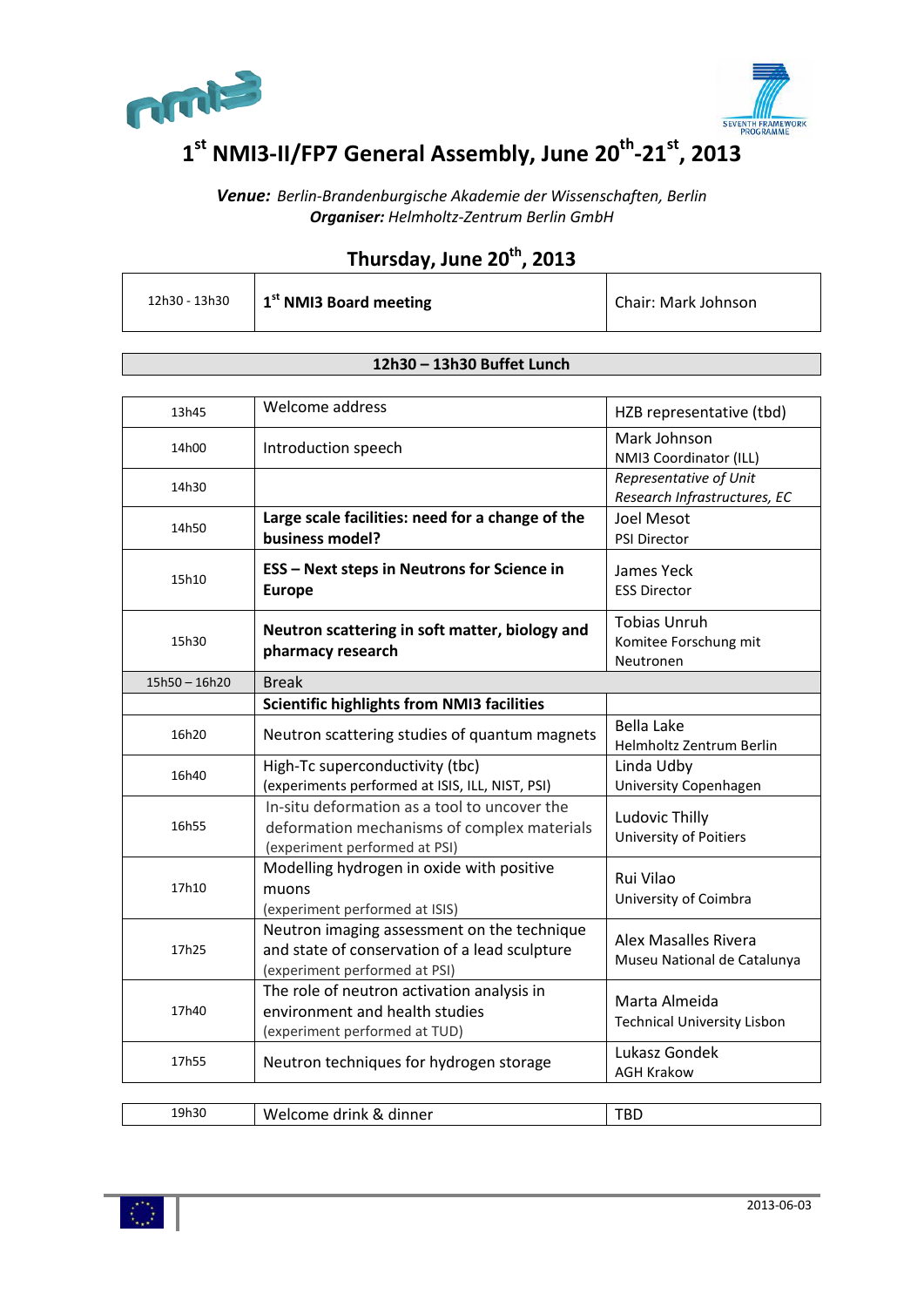# 1st NMI3-II/FP7 General Assembly, June 20th-21st, 2013

***Venue:*** *Berlin-Brandenburgische Akademie der Wissenschaften, Berlin*
***Organiser:*** *Helmholtz-Zentrum Berlin GmbH*

## Thursday, June 20th, 2013

| | | |
|---|---|---|
| 12h30 - 13h30 | **1st NMI3 Board meeting** | Chair: Mark Johnson |

**12h30 – 13h30 Buffet Lunch**

| | | |
|---|---|---|
| 13h45 | Welcome address | HZB representative (tbd) |
| 14h00 | Introduction speech | Mark Johnson<br>NMI3 Coordinator (ILL) |
| 14h30 | | *Representative of Unit Research Infrastructures, EC* |
| 14h50 | **Large scale facilities: need for a change of the business model?** | Joel Mesot<br>PSI Director |
| 15h10 | **ESS – Next steps in Neutrons for Science in Europe** | James Yeck<br>ESS Director |
| 15h30 | **Neutron scattering in soft matter, biology and pharmacy research** | Tobias Unruh<br>Komitee Forschung mit Neutronen |
| 15h50 – 16h20 | Break | |
| | **Scientific highlights from NMI3 facilities** | |
| 16h20 | Neutron scattering studies of quantum magnets | Bella Lake<br>Helmholtz Zentrum Berlin |
| 16h40 | High-Tc superconductivity (tbc)<br>(experiments performed at ISIS, ILL, NIST, PSI) | Linda Udby<br>University Copenhagen |
| 16h55 | In-situ deformation as a tool to uncover the deformation mechanisms of complex materials<br>(experiment performed at PSI) | Ludovic Thilly<br>University of Poitiers |
| 17h10 | Modelling hydrogen in oxide with positive muons<br>(experiment performed at ISIS) | Rui Vilao<br>University of Coimbra |
| 17h25 | Neutron imaging assessment on the technique and state of conservation of a lead sculpture<br>(experiment performed at PSI) | Alex Masalles Rivera<br>Museu National de Catalunya |
| 17h40 | The role of neutron activation analysis in environment and health studies<br>(experiment performed at TUD) | Marta Almeida<br>Technical University Lisbon |
| 17h55 | Neutron techniques for hydrogen storage | Lukasz Gondek<br>AGH Krakow |

| | | |
|---|---|---|
| 19h30 | Welcome drink & dinner | TBD |

2013-06-03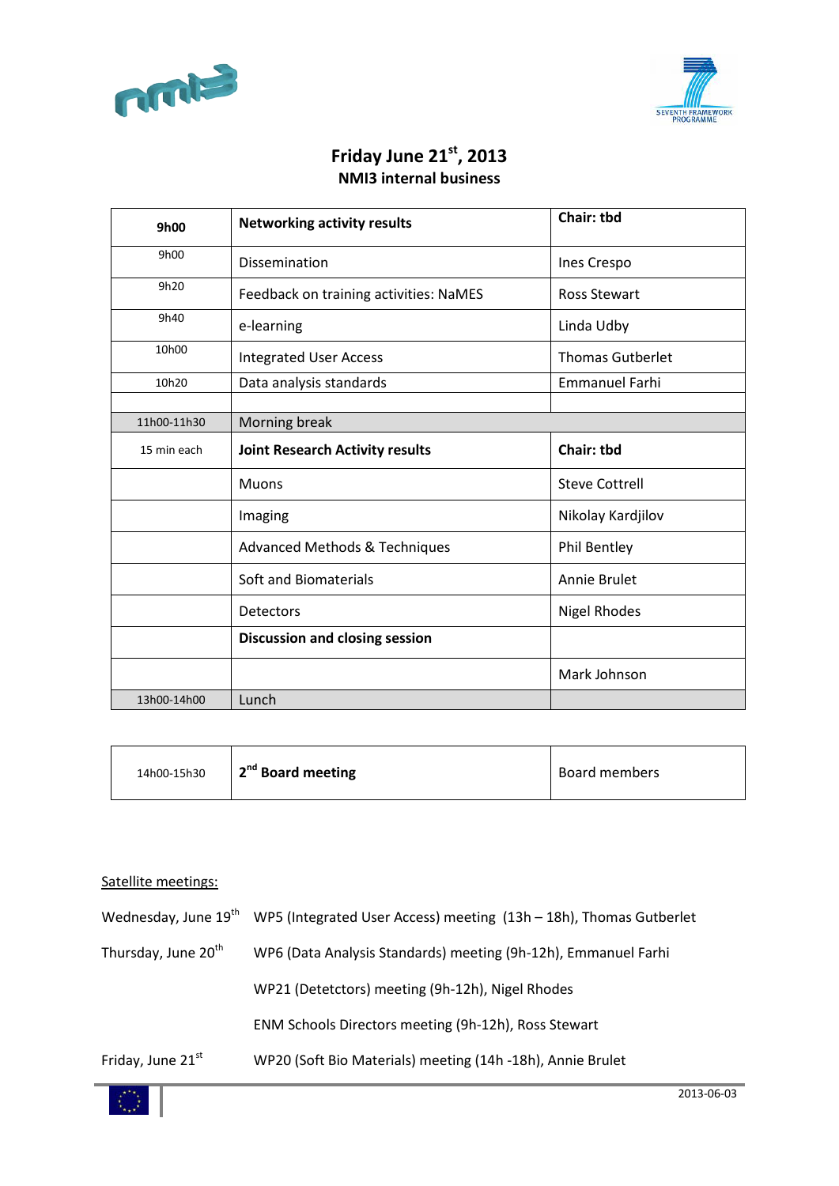# Friday June 21st, 2013

## NMI3 internal business

| | | |
|---|---|---|
| **9h00** | **Networking activity results** | **Chair: tbd** |
| 9h00 | Dissemination | Ines Crespo |
| 9h20 | Feedback on training activities: NaMES | Ross Stewart |
| 9h40 | e-learning | Linda Udby |
| 10h00 | Integrated User Access | Thomas Gutberlet |
| 10h20 | Data analysis standards | Emmanuel Farhi |
| | | |
| 11h00-11h30 | Morning break | |
| 15 min each | **Joint Research Activity results** | **Chair: tbd** |
| | Muons | Steve Cottrell |
| | Imaging | Nikolay Kardjilov |
| | Advanced Methods & Techniques | Phil Bentley |
| | Soft and Biomaterials | Annie Brulet |
| | Detectors | Nigel Rhodes |
| | **Discussion and closing session** | |
| | | Mark Johnson |
| 13h00-14h00 | Lunch | |

| | | |
|---|---|---|
| 14h00-15h30 | **2nd Board meeting** | Board members |

Satellite meetings:

| | |
|---|---|
| Wednesday, June 19th | WP5 (Integrated User Access) meeting (13h – 18h), Thomas Gutberlet |
| Thursday, June 20th | WP6 (Data Analysis Standards) meeting (9h-12h), Emmanuel Farhi |
| | WP21 (Detetctors) meeting (9h-12h), Nigel Rhodes |
| | ENM Schools Directors meeting (9h-12h), Ross Stewart |
| Friday, June 21st | WP20 (Soft Bio Materials) meeting (14h -18h), Annie Brulet |